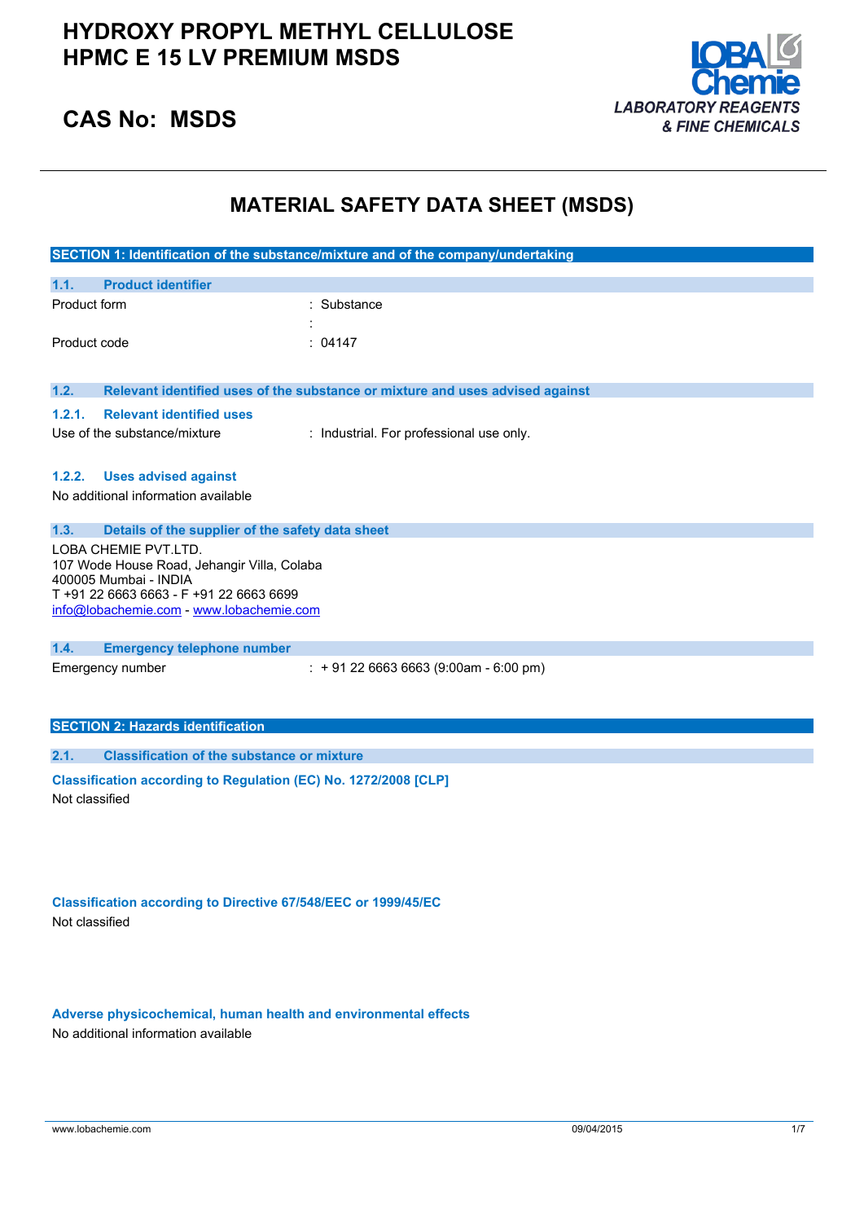# HYDROXY PROPYL METHYL CELLULOSE HPMC E 15 LV PREMIUM MSDS

## CAS No: MSDS

LOBA Chemie
*LABORATORY REAGENTS & FINE CHEMICALS*

# MATERIAL SAFETY DATA SHEET (MSDS)

## SECTION 1: Identification of the substance/mixture and of the company/undertaking

### 1.1. Product identifier

Product form : Substance

:

Product code : 04147

### 1.2. Relevant identified uses of the substance or mixture and uses advised against

#### 1.2.1. Relevant identified uses

Use of the substance/mixture : Industrial. For professional use only.

#### 1.2.2. Uses advised against

No additional information available

### 1.3. Details of the supplier of the safety data sheet

LOBA CHEMIE PVT.LTD.
107 Wode House Road, Jehangir Villa, Colaba
400005 Mumbai - INDIA
T +91 22 6663 6663 - F +91 22 6663 6699
info@lobachemie.com - www.lobachemie.com

### 1.4. Emergency telephone number

Emergency number : + 91 22 6663 6663 (9:00am - 6:00 pm)

## SECTION 2: Hazards identification

### 2.1. Classification of the substance or mixture

**Classification according to Regulation (EC) No. 1272/2008 [CLP]**

Not classified

**Classification according to Directive 67/548/EEC or 1999/45/EC**

Not classified

**Adverse physicochemical, human health and environmental effects**

No additional information available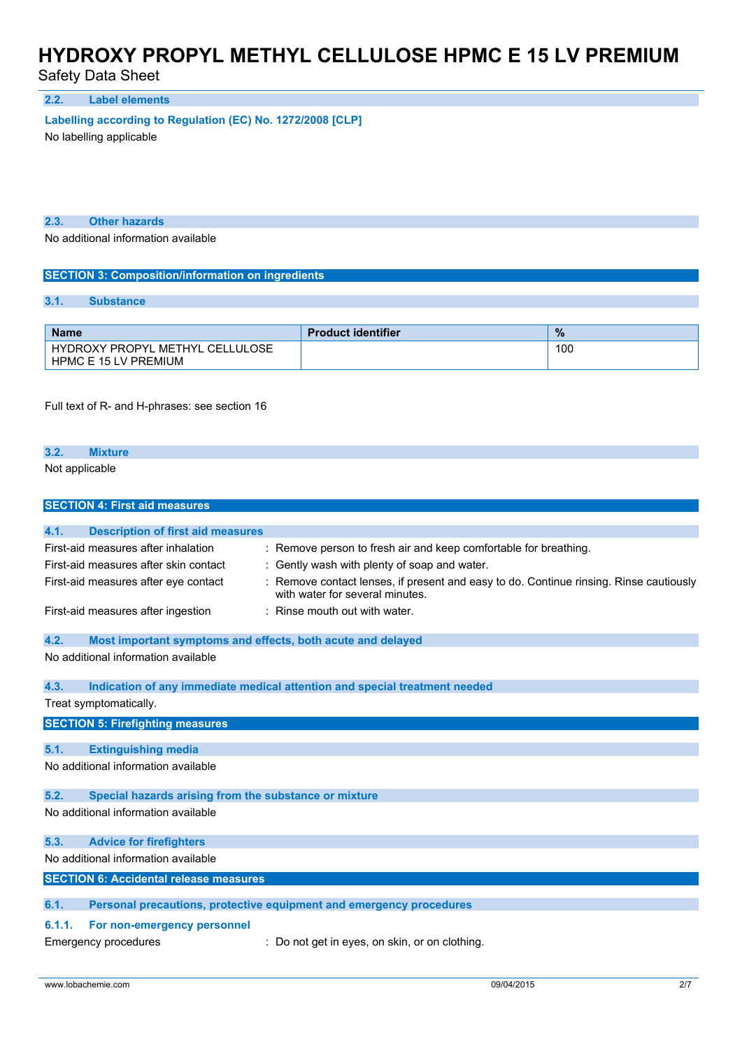### 2.2. Label elements

**Labelling according to Regulation (EC) No. 1272/2008 [CLP]**

No labelling applicable

### 2.3. Other hazards

No additional information available

## SECTION 3: Composition/information on ingredients

### 3.1. Substance

| Name | Product identifier | % |
|---|---|---|
| HYDROXY PROPYL METHYL CELLULOSE HPMC E 15 LV PREMIUM | | 100 |

Full text of R- and H-phrases: see section 16

### 3.2. Mixture

Not applicable

## SECTION 4: First aid measures

### 4.1. Description of first aid measures

First-aid measures after inhalation : Remove person to fresh air and keep comfortable for breathing.

First-aid measures after skin contact : Gently wash with plenty of soap and water.

First-aid measures after eye contact : Remove contact lenses, if present and easy to do. Continue rinsing. Rinse cautiously with water for several minutes.

First-aid measures after ingestion : Rinse mouth out with water.

### 4.2. Most important symptoms and effects, both acute and delayed

No additional information available

### 4.3. Indication of any immediate medical attention and special treatment needed

Treat symptomatically.

## SECTION 5: Firefighting measures

### 5.1. Extinguishing media

No additional information available

### 5.2. Special hazards arising from the substance or mixture

No additional information available

### 5.3. Advice for firefighters

No additional information available

## SECTION 6: Accidental release measures

### 6.1. Personal precautions, protective equipment and emergency procedures

#### 6.1.1. For non-emergency personnel

Emergency procedures : Do not get in eyes, on skin, or on clothing.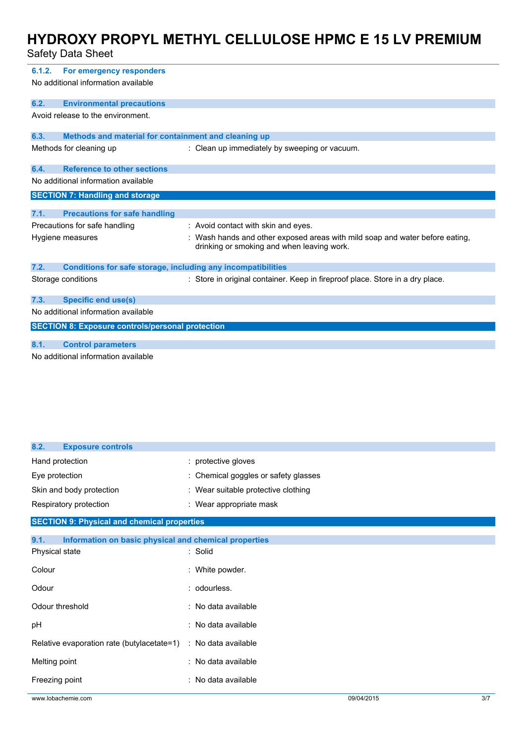#### 6.1.2. For emergency responders

No additional information available

### 6.2. Environmental precautions

Avoid release to the environment.

### 6.3. Methods and material for containment and cleaning up

| | |
|---|---|
| Methods for cleaning up | : Clean up immediately by sweeping or vacuum. |

### 6.4. Reference to other sections

No additional information available

## SECTION 7: Handling and storage

### 7.1. Precautions for safe handling

| | |
|---|---|
| Precautions for safe handling | : Avoid contact with skin and eyes. |
| Hygiene measures | : Wash hands and other exposed areas with mild soap and water before eating, drinking or smoking and when leaving work. |

### 7.2. Conditions for safe storage, including any incompatibilities

| | |
|---|---|
| Storage conditions | : Store in original container. Keep in fireproof place. Store in a dry place. |

### 7.3. Specific end use(s)

No additional information available

## SECTION 8: Exposure controls/personal protection

### 8.1. Control parameters

No additional information available

### 8.2. Exposure controls

| | |
|---|---|
| Hand protection | : protective gloves |
| Eye protection | : Chemical goggles or safety glasses |
| Skin and body protection | : Wear suitable protective clothing |
| Respiratory protection | : Wear appropriate mask |

## SECTION 9: Physical and chemical properties

### 9.1. Information on basic physical and chemical properties

| | |
|---|---|
| Physical state | : Solid |
| Colour | : White powder. |
| Odour | : odourless. |
| Odour threshold | : No data available |
| pH | : No data available |
| Relative evaporation rate (butylacetate=1) | : No data available |
| Melting point | : No data available |
| Freezing point | : No data available |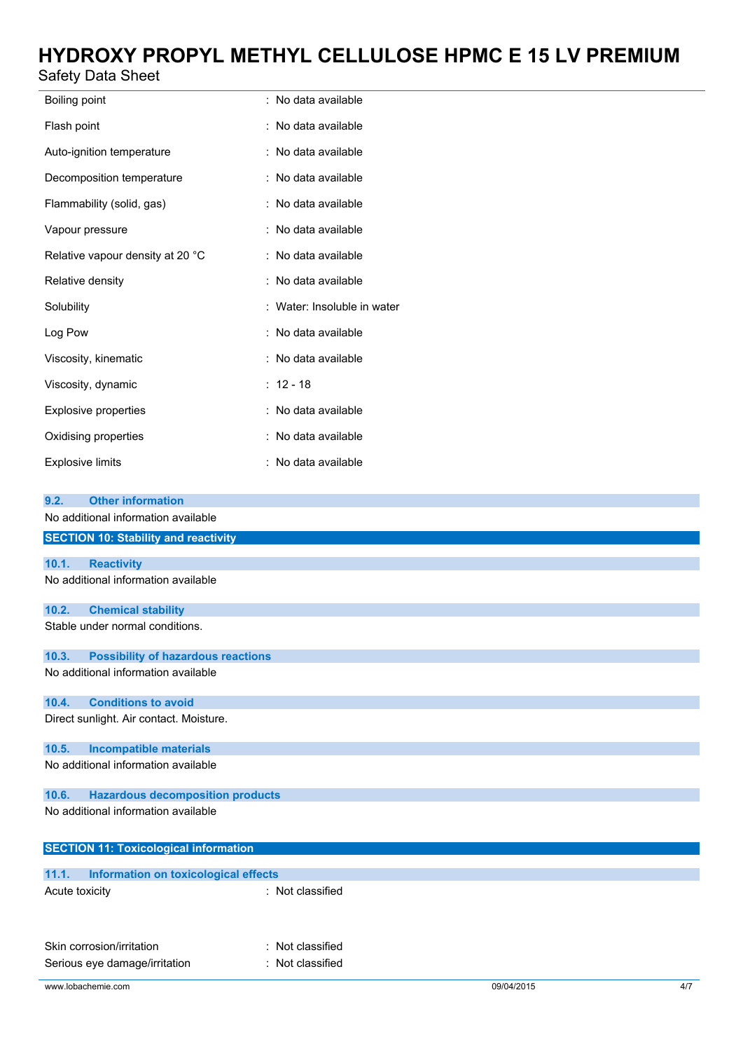| | |
|---|---|
| Boiling point | : No data available |
| Flash point | : No data available |
| Auto-ignition temperature | : No data available |
| Decomposition temperature | : No data available |
| Flammability (solid, gas) | : No data available |
| Vapour pressure | : No data available |
| Relative vapour density at 20 °C | : No data available |
| Relative density | : No data available |
| Solubility | : Water: Insoluble in water |
| Log Pow | : No data available |
| Viscosity, kinematic | : No data available |
| Viscosity, dynamic | : 12 - 18 |
| Explosive properties | : No data available |
| Oxidising properties | : No data available |
| Explosive limits | : No data available |

### 9.2. Other information

No additional information available

## SECTION 10: Stability and reactivity

### 10.1. Reactivity

No additional information available

### 10.2. Chemical stability

Stable under normal conditions.

### 10.3. Possibility of hazardous reactions

No additional information available

### 10.4. Conditions to avoid

Direct sunlight. Air contact. Moisture.

### 10.5. Incompatible materials

No additional information available

### 10.6. Hazardous decomposition products

No additional information available

## SECTION 11: Toxicological information

### 11.1. Information on toxicological effects

| | |
|---|---|
| Acute toxicity | : Not classified |
| Skin corrosion/irritation | : Not classified |
| Serious eye damage/irritation | : Not classified |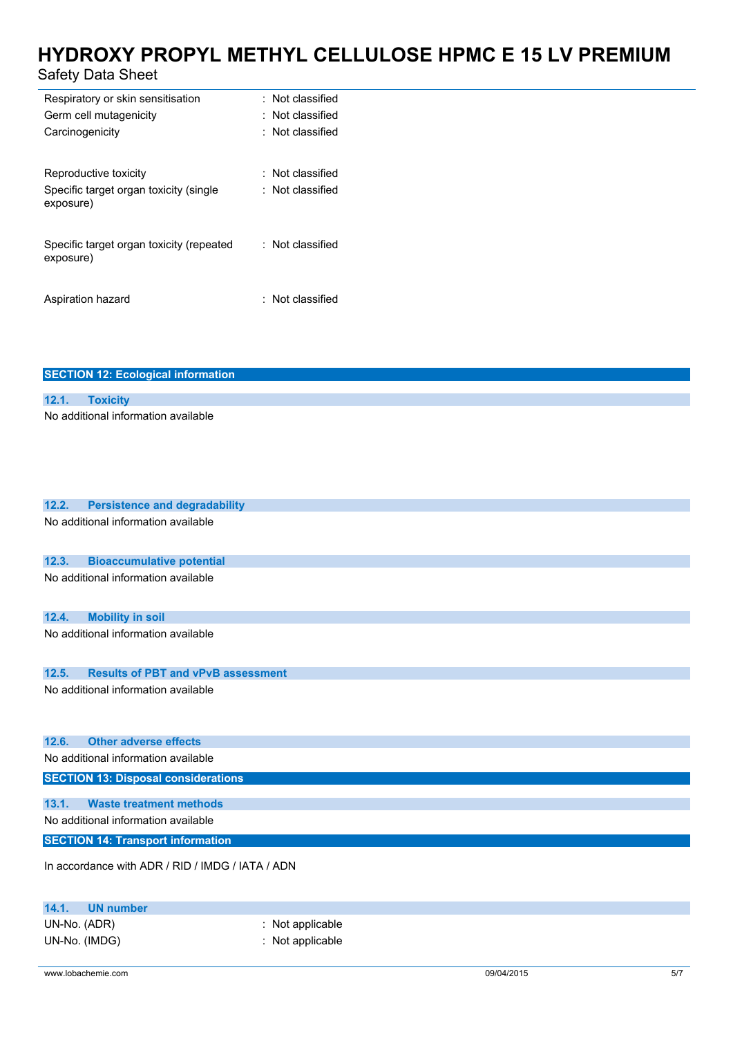| | |
|---|---|
| Respiratory or skin sensitisation | : Not classified |
| Germ cell mutagenicity | : Not classified |
| Carcinogenicity | : Not classified |
| Reproductive toxicity | : Not classified |
| Specific target organ toxicity (single exposure) | : Not classified |
| Specific target organ toxicity (repeated exposure) | : Not classified |
| Aspiration hazard | : Not classified |

## SECTION 12: Ecological information

### 12.1. Toxicity

No additional information available

### 12.2. Persistence and degradability

No additional information available

### 12.3. Bioaccumulative potential

No additional information available

### 12.4. Mobility in soil

No additional information available

### 12.5. Results of PBT and vPvB assessment

No additional information available

### 12.6. Other adverse effects

No additional information available

## SECTION 13: Disposal considerations

### 13.1. Waste treatment methods

No additional information available

## SECTION 14: Transport information

In accordance with ADR / RID / IMDG / IATA / ADN

### 14.1. UN number

| | |
|---|---|
| UN-No. (ADR) | : Not applicable |
| UN-No. (IMDG) | : Not applicable |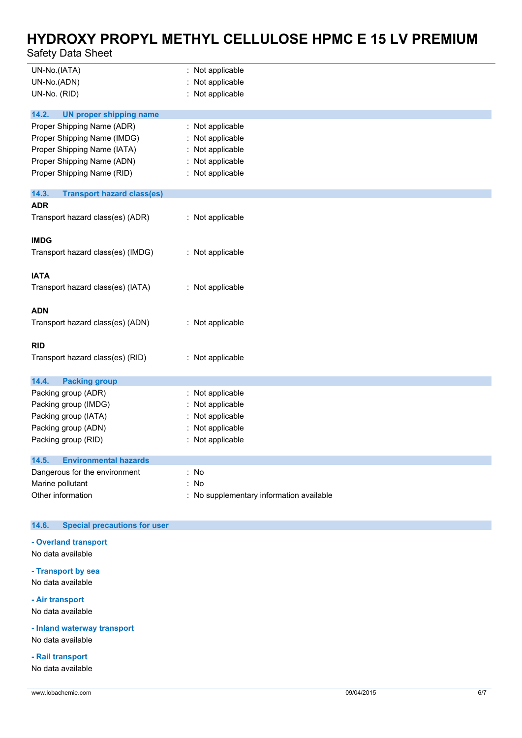| | |
|---|---|
| UN-No.(IATA) | : Not applicable |
| UN-No.(ADN) | : Not applicable |
| UN-No. (RID) | : Not applicable |

### 14.2. UN proper shipping name

| | |
|---|---|
| Proper Shipping Name (ADR) | : Not applicable |
| Proper Shipping Name (IMDG) | : Not applicable |
| Proper Shipping Name (IATA) | : Not applicable |
| Proper Shipping Name (ADN) | : Not applicable |
| Proper Shipping Name (RID) | : Not applicable |

### 14.3. Transport hazard class(es)

**ADR**

Transport hazard class(es) (ADR) : Not applicable

**IMDG**

Transport hazard class(es) (IMDG) : Not applicable

**IATA**

Transport hazard class(es) (IATA) : Not applicable

**ADN**

Transport hazard class(es) (ADN) : Not applicable

**RID**

Transport hazard class(es) (RID) : Not applicable

### 14.4. Packing group

| | |
|---|---|
| Packing group (ADR) | : Not applicable |
| Packing group (IMDG) | : Not applicable |
| Packing group (IATA) | : Not applicable |
| Packing group (ADN) | : Not applicable |
| Packing group (RID) | : Not applicable |

### 14.5. Environmental hazards

| | |
|---|---|
| Dangerous for the environment | : No |
| Marine pollutant | : No |
| Other information | : No supplementary information available |

### 14.6. Special precautions for user

**- Overland transport**

No data available

**- Transport by sea**

No data available

**- Air transport**

No data available

**- Inland waterway transport**

No data available

**- Rail transport**

No data available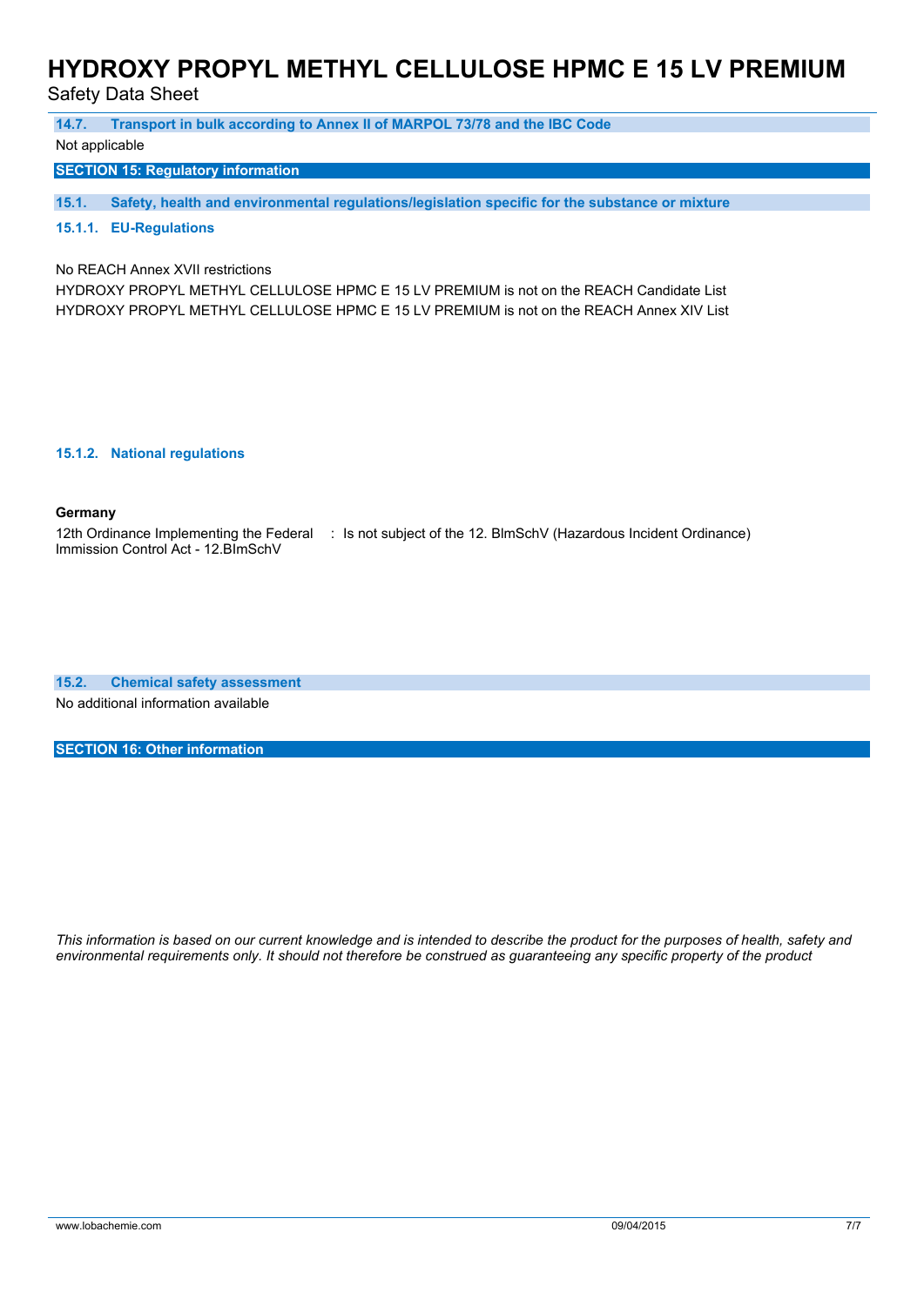### 14.7. Transport in bulk according to Annex II of MARPOL 73/78 and the IBC Code

Not applicable

## SECTION 15: Regulatory information

### 15.1. Safety, health and environmental regulations/legislation specific for the substance or mixture

#### 15.1.1. EU-Regulations

No REACH Annex XVII restrictions

HYDROXY PROPYL METHYL CELLULOSE HPMC E 15 LV PREMIUM is not on the REACH Candidate List

HYDROXY PROPYL METHYL CELLULOSE HPMC E 15 LV PREMIUM is not on the REACH Annex XIV List

#### 15.1.2. National regulations

**Germany**

| | |
|---|---|
| 12th Ordinance Implementing the Federal Immission Control Act - 12.BImSchV | : Is not subject of the 12. BlmSchV (Hazardous Incident Ordinance) |

### 15.2. Chemical safety assessment

No additional information available

## SECTION 16: Other information

*This information is based on our current knowledge and is intended to describe the product for the purposes of health, safety and environmental requirements only. It should not therefore be construed as guaranteeing any specific property of the product*